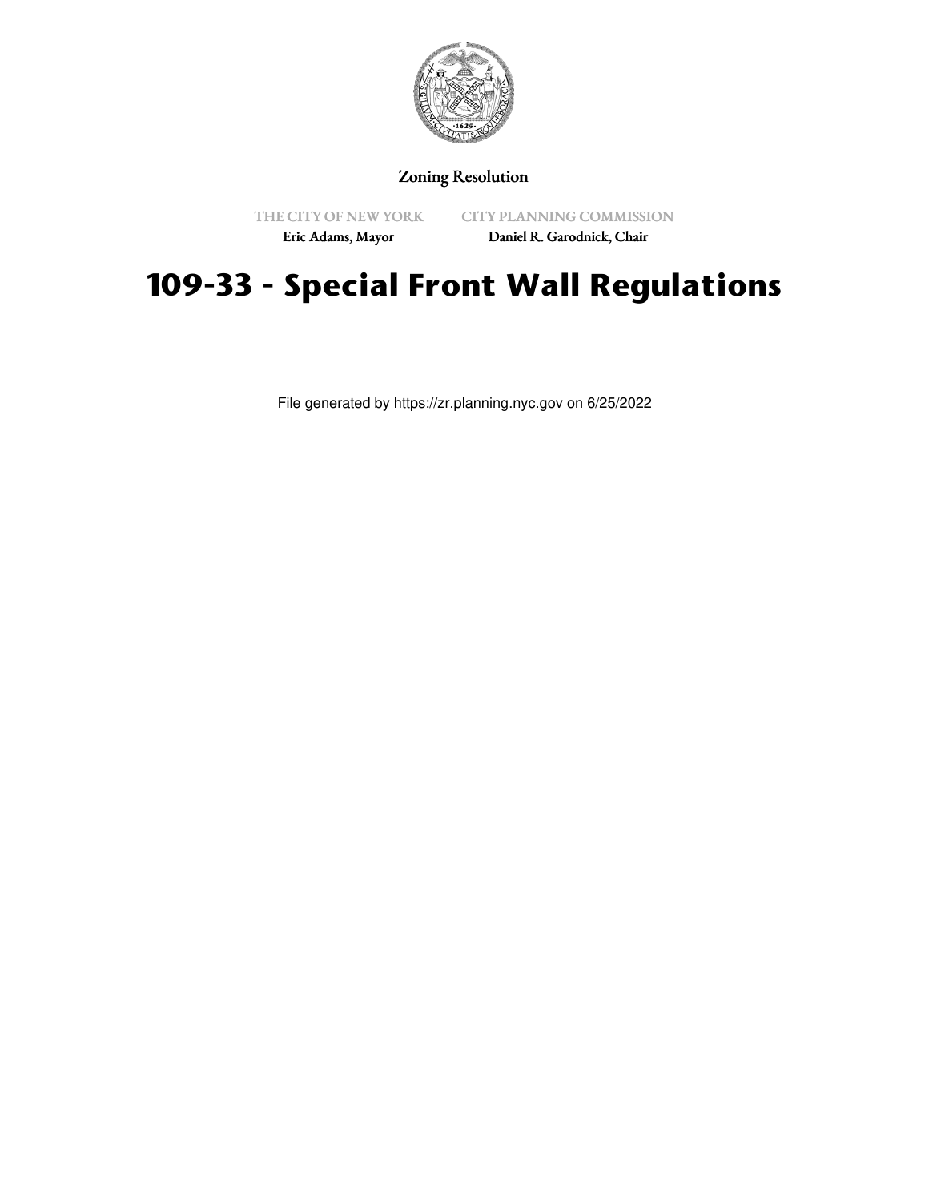Zoning Resolution

THE CITY OF NEW YORK
Eric Adams, Mayor

CITY PLANNING COMMISSION
Daniel R. Garodnick, Chair

# 109-33 - Special Front Wall Regulations

File generated by https://zr.planning.nyc.gov on 6/25/2022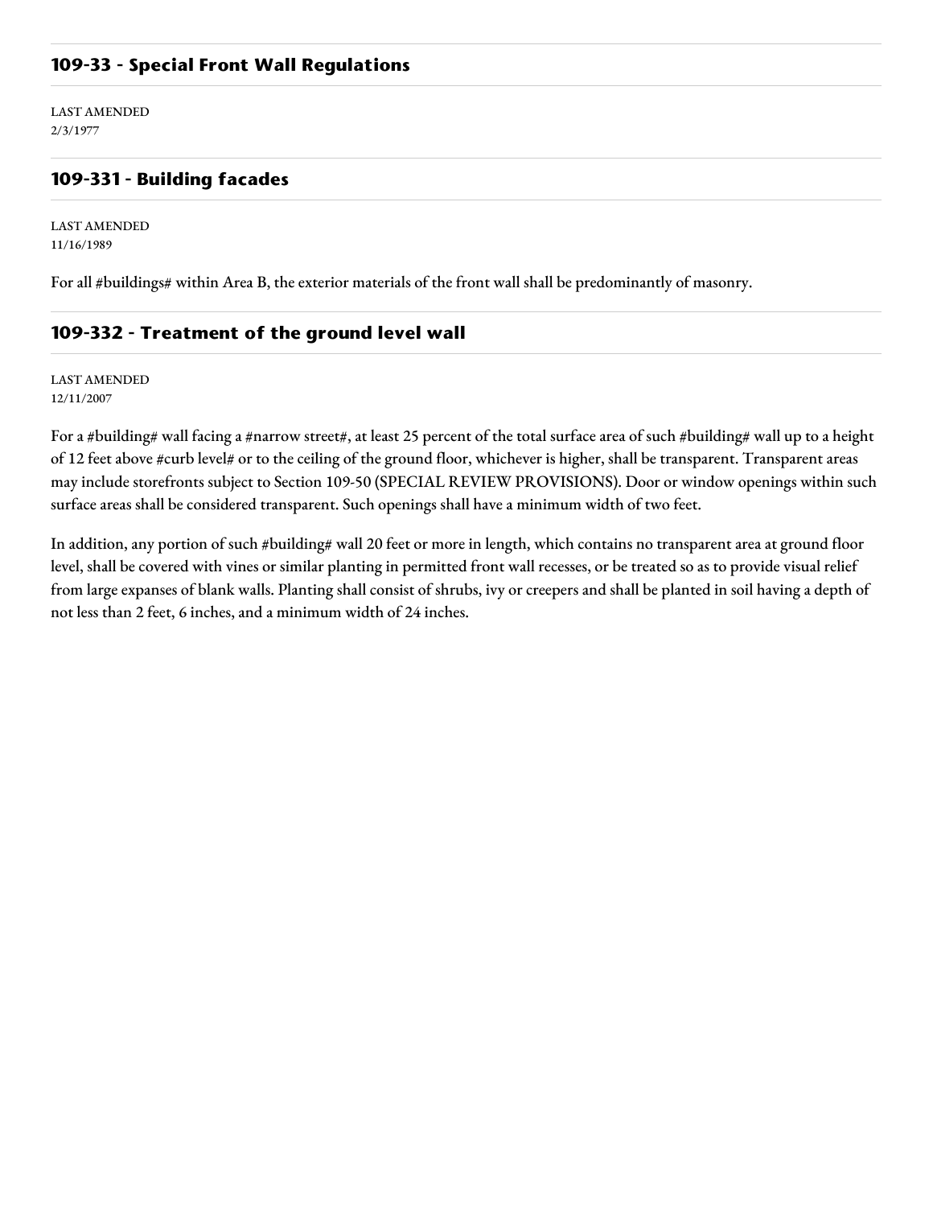## 109-33 - Special Front Wall Regulations

LAST AMENDED
2/3/1977

## 109-331 - Building facades

LAST AMENDED
11/16/1989

For all #buildings# within Area B, the exterior materials of the front wall shall be predominantly of masonry.

## 109-332 - Treatment of the ground level wall

LAST AMENDED
12/11/2007

For a #building# wall facing a #narrow street#, at least 25 percent of the total surface area of such #building# wall up to a height of 12 feet above #curb level# or to the ceiling of the ground floor, whichever is higher, shall be transparent. Transparent areas may include storefronts subject to Section 109-50 (SPECIAL REVIEW PROVISIONS). Door or window openings within such surface areas shall be considered transparent. Such openings shall have a minimum width of two feet.

In addition, any portion of such #building# wall 20 feet or more in length, which contains no transparent area at ground floor level, shall be covered with vines or similar planting in permitted front wall recesses, or be treated so as to provide visual relief from large expanses of blank walls. Planting shall consist of shrubs, ivy or creepers and shall be planted in soil having a depth of not less than 2 feet, 6 inches, and a minimum width of 24 inches.